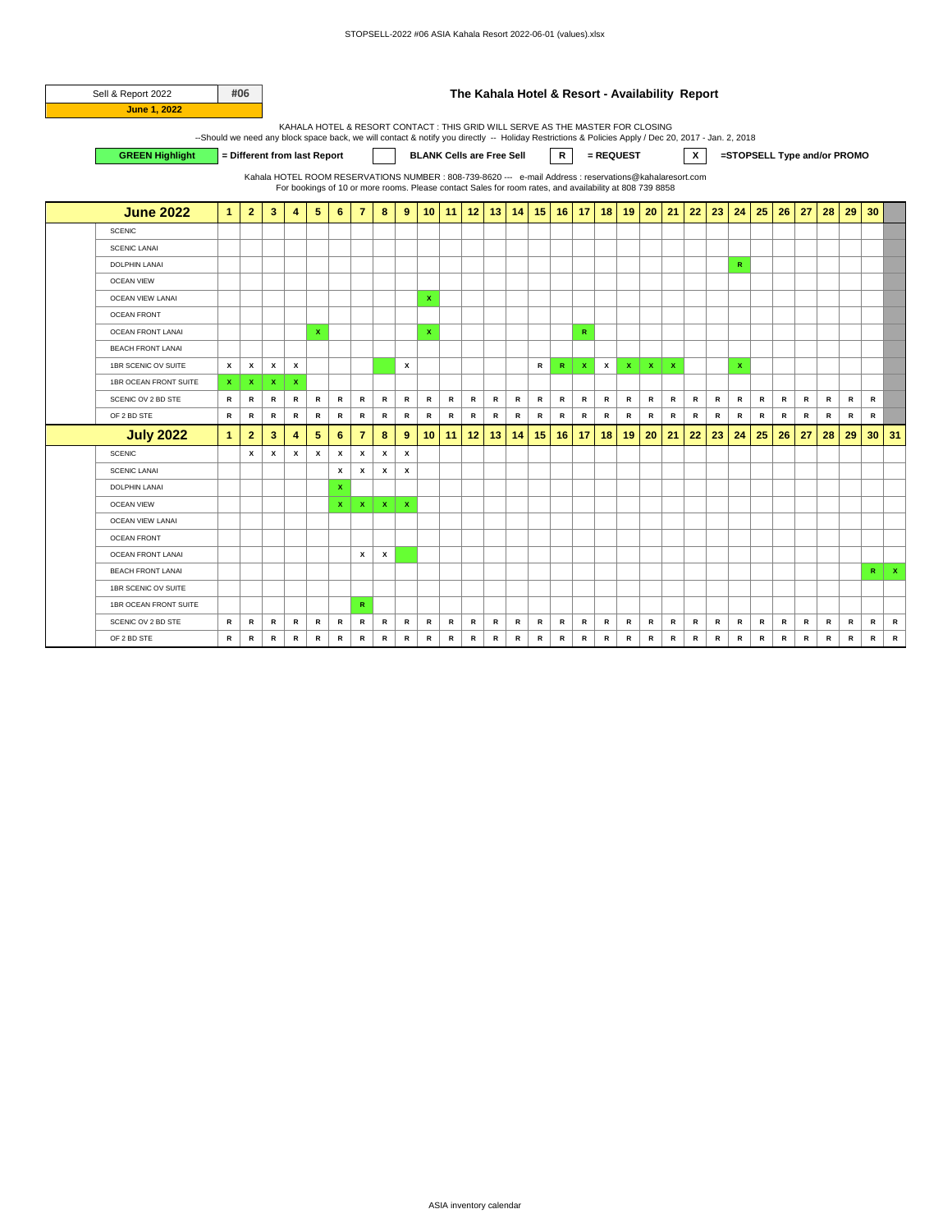| Sell & Report 2022 | #06 |
|---|---|
| June 1, 2022 | |

## The Kahala Hotel & Resort - Availability Report

KAHALA HOTEL & RESORT CONTACT : THIS GRID WILL SERVE AS THE MASTER FOR CLOSING
--Should we need any block space back, we will contact & notify you directly -- Holiday Restrictions & Policies Apply / Dec 20, 2017 - Jan. 2, 2018

**GREEN Highlight** = Different from last Report | **BLANK Cells are Free Sell** | **R** = REQUEST | **X** =STOPSELL Type and/or PROMO

Kahala HOTEL ROOM RESERVATIONS NUMBER : 808-739-8620 --- e-mail Address : reservations@kahalaresort.com
For bookings of 10 or more rooms. Please contact Sales for room rates, and availability at 808 739 8858

| June 2022 | 1 | 2 | 3 | 4 | 5 | 6 | 7 | 8 | 9 | 10 | 11 | 12 | 13 | 14 | 15 | 16 | 17 | 18 | 19 | 20 | 21 | 22 | 23 | 24 | 25 | 26 | 27 | 28 | 29 | 30 | |
|---|---|---|---|---|---|---|---|---|---|---|---|---|---|---|---|---|---|---|---|---|---|---|---|---|---|---|---|---|---|---|---|
| SCENIC | | | | | | | | | | | | | | | | | | | | | | | | | | | | | | | |
| SCENIC LANAI | | | | | | | | | | | | | | | | | | | | | | | | | | | | | | | |
| DOLPHIN LANAI | | | | | | | | | | | | | | | | | | | | | | | | R | | | | | | | |
| OCEAN VIEW | | | | | | | | | | | | | | | | | | | | | | | | | | | | | | | |
| OCEAN VIEW LANAI | | | | | | | | | | X | | | | | | | | | | | | | | | | | | | | | |
| OCEAN FRONT | | | | | | | | | | | | | | | | | | | | | | | | | | | | | | | |
| OCEAN FRONT LANAI | | | | | X | | | | | X | | | | | | | R | | | | | | | | | | | | | | |
| BEACH FRONT LANAI | | | | | | | | | | | | | | | | | | | | | | | | | | | | | | | |
| 1BR SCENIC OV SUITE | X | X | X | X | | | | | X | | | | | | R | R | X | X | X | X | X | | | X | | | | | | | |
| 1BR OCEAN FRONT SUITE | X | X | X | X | | | | | | | | | | | | | | | | | | | | | | | | | | | |
| SCENIC OV 2 BD STE | R | R | R | R | R | R | R | R | R | R | R | R | R | R | R | R | R | R | R | R | R | R | R | R | R | R | R | R | R | R | |
| OF 2 BD STE | R | R | R | R | R | R | R | R | R | R | R | R | R | R | R | R | R | R | R | R | R | R | R | R | R | R | R | R | R | R | |
| **July 2022** | **1** | **2** | **3** | **4** | **5** | **6** | **7** | **8** | **9** | **10** | **11** | **12** | **13** | **14** | **15** | **16** | **17** | **18** | **19** | **20** | **21** | **22** | **23** | **24** | **25** | **26** | **27** | **28** | **29** | **30** | **31** |
| SCENIC | | X | X | X | X | X | X | X | X | | | | | | | | | | | | | | | | | | | | | | |
| SCENIC LANAI | | | | | | X | X | X | X | | | | | | | | | | | | | | | | | | | | | | |
| DOLPHIN LANAI | | | | | | X | | | | | | | | | | | | | | | | | | | | | | | | | |
| OCEAN VIEW | | | | | | X | X | X | X | | | | | | | | | | | | | | | | | | | | | | |
| OCEAN VIEW LANAI | | | | | | | | | | | | | | | | | | | | | | | | | | | | | | | |
| OCEAN FRONT | | | | | | | | | | | | | | | | | | | | | | | | | | | | | | | |
| OCEAN FRONT LANAI | | | | | | | X | X | | | | | | | | | | | | | | | | | | | | | | | |
| BEACH FRONT LANAI | | | | | | | | | | | | | | | | | | | | | | | | | | | | | | R | X |
| 1BR SCENIC OV SUITE | | | | | | | | | | | | | | | | | | | | | | | | | | | | | | | |
| 1BR OCEAN FRONT SUITE | | | | | | | R | | | | | | | | | | | | | | | | | | | | | | | | |
| SCENIC OV 2 BD STE | R | R | R | R | R | R | R | R | R | R | R | R | R | R | R | R | R | R | R | R | R | R | R | R | R | R | R | R | R | R | R |
| OF 2 BD STE | R | R | R | R | R | R | R | R | R | R | R | R | R | R | R | R | R | R | R | R | R | R | R | R | R | R | R | R | R | R | R |

ASIA inventory calendar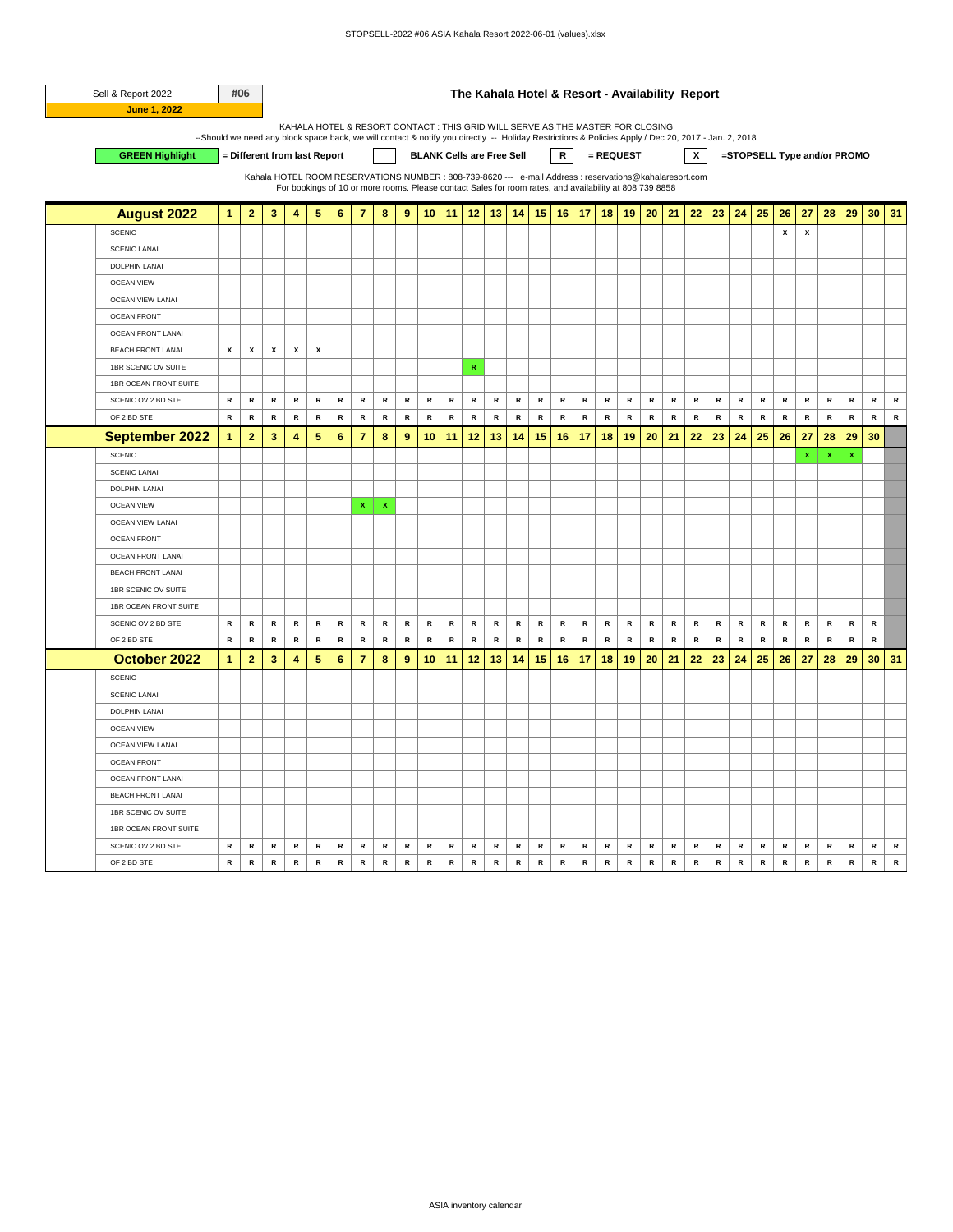| Sell & Report 2022 | #06 |
|---|---|
| June 1, 2022 | |

## The Kahala Hotel & Resort - Availability Report

KAHALA HOTEL & RESORT CONTACT : THIS GRID WILL SERVE AS THE MASTER FOR CLOSING
--Should we need any block space back, we will contact & notify you directly -- Holiday Restrictions & Policies Apply / Dec 20, 2017 - Jan. 2, 2018

**GREEN Highlight** = Different from last Report | (blank box) **BLANK Cells are Free Sell** | **R** = REQUEST | **X** =STOPSELL Type and/or PROMO

Kahala HOTEL ROOM RESERVATIONS NUMBER : 808-739-8620 --- e-mail Address : reservations@kahalaresort.com
For bookings of 10 or more rooms. Please contact Sales for room rates, and availability at 808 739 8858

| August 2022 | 1 | 2 | 3 | 4 | 5 | 6 | 7 | 8 | 9 | 10 | 11 | 12 | 13 | 14 | 15 | 16 | 17 | 18 | 19 | 20 | 21 | 22 | 23 | 24 | 25 | 26 | 27 | 28 | 29 | 30 | 31 |
|---|---|---|---|---|---|---|---|---|---|---|---|---|---|---|---|---|---|---|---|---|---|---|---|---|---|---|---|---|---|---|---|
| SCENIC | | | | | | | | | | | | | | | | | | | | | | | | | | x | x | | | | |
| SCENIC LANAI | | | | | | | | | | | | | | | | | | | | | | | | | | | | | | | |
| DOLPHIN LANAI | | | | | | | | | | | | | | | | | | | | | | | | | | | | | | | |
| OCEAN VIEW | | | | | | | | | | | | | | | | | | | | | | | | | | | | | | | |
| OCEAN VIEW LANAI | | | | | | | | | | | | | | | | | | | | | | | | | | | | | | | |
| OCEAN FRONT | | | | | | | | | | | | | | | | | | | | | | | | | | | | | | | |
| OCEAN FRONT LANAI | | | | | | | | | | | | | | | | | | | | | | | | | | | | | | | |
| BEACH FRONT LANAI | x | x | x | x | x | | | | | | | | | | | | | | | | | | | | | | | | | | |
| 1BR SCENIC OV SUITE | | | | | | | | | | | | R | | | | | | | | | | | | | | | | | | | |
| 1BR OCEAN FRONT SUITE | | | | | | | | | | | | | | | | | | | | | | | | | | | | | | | |
| SCENIC OV 2 BD STE | R | R | R | R | R | R | R | R | R | R | R | R | R | R | R | R | R | R | R | R | R | R | R | R | R | R | R | R | R | R | R |
| OF 2 BD STE | R | R | R | R | R | R | R | R | R | R | R | R | R | R | R | R | R | R | R | R | R | R | R | R | R | R | R | R | R | R | R |
| **September 2022** | **1** | **2** | **3** | **4** | **5** | **6** | **7** | **8** | **9** | **10** | **11** | **12** | **13** | **14** | **15** | **16** | **17** | **18** | **19** | **20** | **21** | **22** | **23** | **24** | **25** | **26** | **27** | **28** | **29** | **30** | |
| SCENIC | | | | | | | | | | | | | | | | | | | | | | | | | | | x | x | x | | |
| SCENIC LANAI | | | | | | | | | | | | | | | | | | | | | | | | | | | | | | | |
| DOLPHIN LANAI | | | | | | | | | | | | | | | | | | | | | | | | | | | | | | | |
| OCEAN VIEW | | | | | | | x | x | | | | | | | | | | | | | | | | | | | | | | | |
| OCEAN VIEW LANAI | | | | | | | | | | | | | | | | | | | | | | | | | | | | | | | |
| OCEAN FRONT | | | | | | | | | | | | | | | | | | | | | | | | | | | | | | | |
| OCEAN FRONT LANAI | | | | | | | | | | | | | | | | | | | | | | | | | | | | | | | |
| BEACH FRONT LANAI | | | | | | | | | | | | | | | | | | | | | | | | | | | | | | | |
| 1BR SCENIC OV SUITE | | | | | | | | | | | | | | | | | | | | | | | | | | | | | | | |
| 1BR OCEAN FRONT SUITE | | | | | | | | | | | | | | | | | | | | | | | | | | | | | | | |
| SCENIC OV 2 BD STE | R | R | R | R | R | R | R | R | R | R | R | R | R | R | R | R | R | R | R | R | R | R | R | R | R | R | R | R | R | R | |
| OF 2 BD STE | R | R | R | R | R | R | R | R | R | R | R | R | R | R | R | R | R | R | R | R | R | R | R | R | R | R | R | R | R | R | |
| **October 2022** | **1** | **2** | **3** | **4** | **5** | **6** | **7** | **8** | **9** | **10** | **11** | **12** | **13** | **14** | **15** | **16** | **17** | **18** | **19** | **20** | **21** | **22** | **23** | **24** | **25** | **26** | **27** | **28** | **29** | **30** | **31** |
| SCENIC | | | | | | | | | | | | | | | | | | | | | | | | | | | | | | | |
| SCENIC LANAI | | | | | | | | | | | | | | | | | | | | | | | | | | | | | | | |
| DOLPHIN LANAI | | | | | | | | | | | | | | | | | | | | | | | | | | | | | | | |
| OCEAN VIEW | | | | | | | | | | | | | | | | | | | | | | | | | | | | | | | |
| OCEAN VIEW LANAI | | | | | | | | | | | | | | | | | | | | | | | | | | | | | | | |
| OCEAN FRONT | | | | | | | | | | | | | | | | | | | | | | | | | | | | | | | |
| OCEAN FRONT LANAI | | | | | | | | | | | | | | | | | | | | | | | | | | | | | | | |
| BEACH FRONT LANAI | | | | | | | | | | | | | | | | | | | | | | | | | | | | | | | |
| 1BR SCENIC OV SUITE | | | | | | | | | | | | | | | | | | | | | | | | | | | | | | | |
| 1BR OCEAN FRONT SUITE | | | | | | | | | | | | | | | | | | | | | | | | | | | | | | | |
| SCENIC OV 2 BD STE | R | R | R | R | R | R | R | R | R | R | R | R | R | R | R | R | R | R | R | R | R | R | R | R | R | R | R | R | R | R | R |
| OF 2 BD STE | R | R | R | R | R | R | R | R | R | R | R | R | R | R | R | R | R | R | R | R | R | R | R | R | R | R | R | R | R | R | R |

ASIA inventory calendar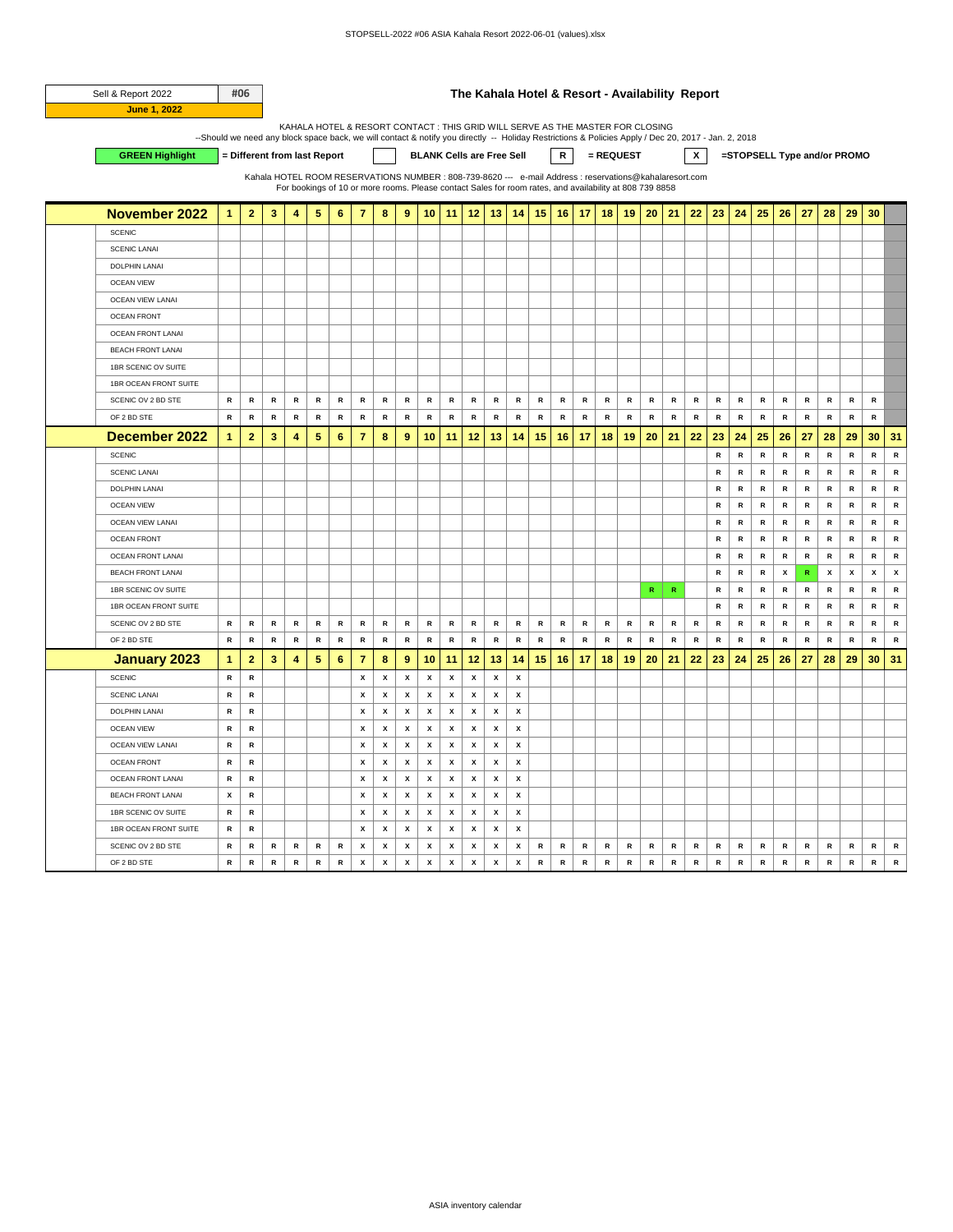| Sell & Report 2022 | #06 |
|---|---|
| June 1, 2022 | |

## The Kahala Hotel & Resort - Availability Report

KAHALA HOTEL & RESORT CONTACT : THIS GRID WILL SERVE AS THE MASTER FOR CLOSING
--Should we need any block space back, we will contact & notify you directly -- Holiday Restrictions & Policies Apply / Dec 20, 2017 - Jan. 2, 2018

**GREEN Highlight** **= Different from last Report** | | **BLANK Cells are Free Sell** | **R** **= REQUEST** | **X** **=STOPSELL Type and/or PROMO**

Kahala HOTEL ROOM RESERVATIONS NUMBER : 808-739-8620 --- e-mail Address : reservations@kahalaresort.com
For bookings of 10 or more rooms. Please contact Sales for room rates, and availability at 808 739 8858

| November 2022 | 1 | 2 | 3 | 4 | 5 | 6 | 7 | 8 | 9 | 10 | 11 | 12 | 13 | 14 | 15 | 16 | 17 | 18 | 19 | 20 | 21 | 22 | 23 | 24 | 25 | 26 | 27 | 28 | 29 | 30 | |
|---|---|---|---|---|---|---|---|---|---|---|---|---|---|---|---|---|---|---|---|---|---|---|---|---|---|---|---|---|---|---|---|
| SCENIC | | | | | | | | | | | | | | | | | | | | | | | | | | | | | | | |
| SCENIC LANAI | | | | | | | | | | | | | | | | | | | | | | | | | | | | | | | |
| DOLPHIN LANAI | | | | | | | | | | | | | | | | | | | | | | | | | | | | | | | |
| OCEAN VIEW | | | | | | | | | | | | | | | | | | | | | | | | | | | | | | | |
| OCEAN VIEW LANAI | | | | | | | | | | | | | | | | | | | | | | | | | | | | | | | |
| OCEAN FRONT | | | | | | | | | | | | | | | | | | | | | | | | | | | | | | | |
| OCEAN FRONT LANAI | | | | | | | | | | | | | | | | | | | | | | | | | | | | | | | |
| BEACH FRONT LANAI | | | | | | | | | | | | | | | | | | | | | | | | | | | | | | | |
| 1BR SCENIC OV SUITE | | | | | | | | | | | | | | | | | | | | | | | | | | | | | | | |
| 1BR OCEAN FRONT SUITE | | | | | | | | | | | | | | | | | | | | | | | | | | | | | | | |
| SCENIC OV 2 BD STE | R | R | R | R | R | R | R | R | R | R | R | R | R | R | R | R | R | R | R | R | R | R | R | R | R | R | R | R | R | R | |
| OF 2 BD STE | R | R | R | R | R | R | R | R | R | R | R | R | R | R | R | R | R | R | R | R | R | R | R | R | R | R | R | R | R | R | |
| **December 2022** | 1 | 2 | 3 | 4 | 5 | 6 | 7 | 8 | 9 | 10 | 11 | 12 | 13 | 14 | 15 | 16 | 17 | 18 | 19 | 20 | 21 | 22 | 23 | 24 | 25 | 26 | 27 | 28 | 29 | 30 | 31 |
| SCENIC | | | | | | | | | | | | | | | | | | | | | | | R | R | R | R | R | R | R | R | R |
| SCENIC LANAI | | | | | | | | | | | | | | | | | | | | | | | R | R | R | R | R | R | R | R | R |
| DOLPHIN LANAI | | | | | | | | | | | | | | | | | | | | | | | R | R | R | R | R | R | R | R | R |
| OCEAN VIEW | | | | | | | | | | | | | | | | | | | | | | | R | R | R | R | R | R | R | R | R |
| OCEAN VIEW LANAI | | | | | | | | | | | | | | | | | | | | | | | R | R | R | R | R | R | R | R | R |
| OCEAN FRONT | | | | | | | | | | | | | | | | | | | | | | | R | R | R | R | R | R | R | R | R |
| OCEAN FRONT LANAI | | | | | | | | | | | | | | | | | | | | | | | R | R | R | R | R | R | R | R | R |
| BEACH FRONT LANAI | | | | | | | | | | | | | | | | | | | | | | | R | R | R | X | R | X | X | X | X |
| 1BR SCENIC OV SUITE | | | | | | | | | | | | | | | | | | | | R | R | | R | R | R | R | R | R | R | R | R |
| 1BR OCEAN FRONT SUITE | | | | | | | | | | | | | | | | | | | | | | | R | R | R | R | R | R | R | R | R |
| SCENIC OV 2 BD STE | R | R | R | R | R | R | R | R | R | R | R | R | R | R | R | R | R | R | R | R | R | R | R | R | R | R | R | R | R | R | R |
| OF 2 BD STE | R | R | R | R | R | R | R | R | R | R | R | R | R | R | R | R | R | R | R | R | R | R | R | R | R | R | R | R | R | R | R |
| **January 2023** | 1 | 2 | 3 | 4 | 5 | 6 | 7 | 8 | 9 | 10 | 11 | 12 | 13 | 14 | 15 | 16 | 17 | 18 | 19 | 20 | 21 | 22 | 23 | 24 | 25 | 26 | 27 | 28 | 29 | 30 | 31 |
| SCENIC | R | R | | | | | X | X | X | X | X | X | X | X | | | | | | | | | | | | | | | | | |
| SCENIC LANAI | R | R | | | | | X | X | X | X | X | X | X | X | | | | | | | | | | | | | | | | | |
| DOLPHIN LANAI | R | R | | | | | X | X | X | X | X | X | X | X | | | | | | | | | | | | | | | | | |
| OCEAN VIEW | R | R | | | | | X | X | X | X | X | X | X | X | | | | | | | | | | | | | | | | | |
| OCEAN VIEW LANAI | R | R | | | | | X | X | X | X | X | X | X | X | | | | | | | | | | | | | | | | | |
| OCEAN FRONT | R | R | | | | | X | X | X | X | X | X | X | X | | | | | | | | | | | | | | | | | |
| OCEAN FRONT LANAI | R | R | | | | | X | X | X | X | X | X | X | X | | | | | | | | | | | | | | | | | |
| BEACH FRONT LANAI | X | R | | | | | X | X | X | X | X | X | X | X | | | | | | | | | | | | | | | | | |
| 1BR SCENIC OV SUITE | R | R | | | | | X | X | X | X | X | X | X | X | | | | | | | | | | | | | | | | | |
| 1BR OCEAN FRONT SUITE | R | R | | | | | X | X | X | X | X | X | X | X | | | | | | | | | | | | | | | | | |
| SCENIC OV 2 BD STE | R | R | R | R | R | R | X | X | X | X | X | X | X | X | R | R | R | R | R | R | R | R | R | R | R | R | R | R | R | R | R |
| OF 2 BD STE | R | R | R | R | R | R | X | X | X | X | X | X | X | X | R | R | R | R | R | R | R | R | R | R | R | R | R | R | R | R | R |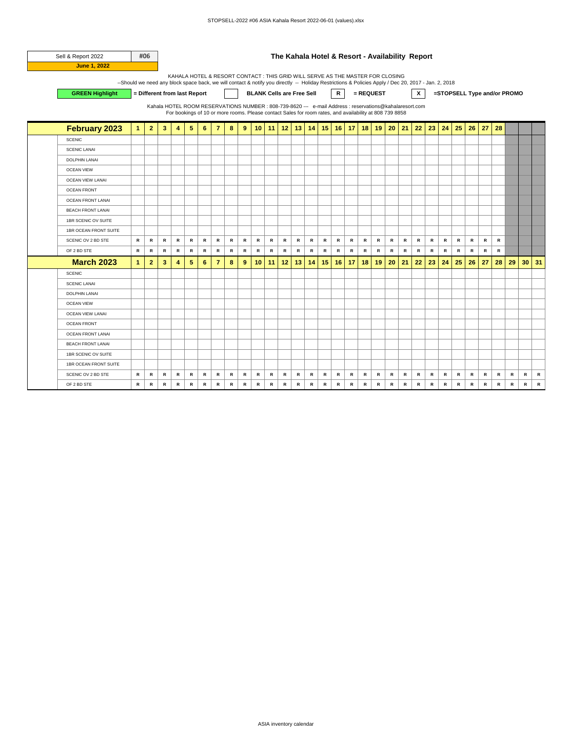| Sell & Report 2022 | #06 |
|---|---|
| June 1, 2022 | |

**The Kahala Hotel & Resort - Availability Report**

KAHALA HOTEL & RESORT CONTACT : THIS GRID WILL SERVE AS THE MASTER FOR CLOSING

--Should we need any block space back, we will contact & notify you directly -- Holiday Restrictions & Policies Apply / Dec 20, 2017 - Jan. 2, 2018

**GREEN Highlight** **= Different from last Report** | **BLANK Cells are Free Sell** | **R** **= REQUEST** | **X** **=STOPSELL Type and/or PROMO**

Kahala HOTEL ROOM RESERVATIONS NUMBER : 808-739-8620 --- e-mail Address : reservations@kahalaresort.com

For bookings of 10 or more rooms. Please contact Sales for room rates, and availability at 808 739 8858

| February 2023 | 1 | 2 | 3 | 4 | 5 | 6 | 7 | 8 | 9 | 10 | 11 | 12 | 13 | 14 | 15 | 16 | 17 | 18 | 19 | 20 | 21 | 22 | 23 | 24 | 25 | 26 | 27 | 28 | | | |
|---|---|---|---|---|---|---|---|---|---|---|---|---|---|---|---|---|---|---|---|---|---|---|---|---|---|---|---|---|---|---|---|
| SCENIC | | | | | | | | | | | | | | | | | | | | | | | | | | | | | | | |
| SCENIC LANAI | | | | | | | | | | | | | | | | | | | | | | | | | | | | | | | |
| DOLPHIN LANAI | | | | | | | | | | | | | | | | | | | | | | | | | | | | | | | |
| OCEAN VIEW | | | | | | | | | | | | | | | | | | | | | | | | | | | | | | | |
| OCEAN VIEW LANAI | | | | | | | | | | | | | | | | | | | | | | | | | | | | | | | |
| OCEAN FRONT | | | | | | | | | | | | | | | | | | | | | | | | | | | | | | | |
| OCEAN FRONT LANAI | | | | | | | | | | | | | | | | | | | | | | | | | | | | | | | |
| BEACH FRONT LANAI | | | | | | | | | | | | | | | | | | | | | | | | | | | | | | | |
| 1BR SCENIC OV SUITE | | | | | | | | | | | | | | | | | | | | | | | | | | | | | | | |
| 1BR OCEAN FRONT SUITE | | | | | | | | | | | | | | | | | | | | | | | | | | | | | | | |
| SCENIC OV 2 BD STE | R | R | R | R | R | R | R | R | R | R | R | R | R | R | R | R | R | R | R | R | R | R | R | R | R | R | R | R | | | |
| OF 2 BD STE | R | R | R | R | R | R | R | R | R | R | R | R | R | R | R | R | R | R | R | R | R | R | R | R | R | R | R | R | | | |
| **March 2023** | **1** | **2** | **3** | **4** | **5** | **6** | **7** | **8** | **9** | **10** | **11** | **12** | **13** | **14** | **15** | **16** | **17** | **18** | **19** | **20** | **21** | **22** | **23** | **24** | **25** | **26** | **27** | **28** | **29** | **30** | **31** |
| SCENIC | | | | | | | | | | | | | | | | | | | | | | | | | | | | | | | |
| SCENIC LANAI | | | | | | | | | | | | | | | | | | | | | | | | | | | | | | | |
| DOLPHIN LANAI | | | | | | | | | | | | | | | | | | | | | | | | | | | | | | | |
| OCEAN VIEW | | | | | | | | | | | | | | | | | | | | | | | | | | | | | | | |
| OCEAN VIEW LANAI | | | | | | | | | | | | | | | | | | | | | | | | | | | | | | | |
| OCEAN FRONT | | | | | | | | | | | | | | | | | | | | | | | | | | | | | | | |
| OCEAN FRONT LANAI | | | | | | | | | | | | | | | | | | | | | | | | | | | | | | | |
| BEACH FRONT LANAI | | | | | | | | | | | | | | | | | | | | | | | | | | | | | | | |
| 1BR SCENIC OV SUITE | | | | | | | | | | | | | | | | | | | | | | | | | | | | | | | |
| 1BR OCEAN FRONT SUITE | | | | | | | | | | | | | | | | | | | | | | | | | | | | | | | |
| SCENIC OV 2 BD STE | R | R | R | R | R | R | R | R | R | R | R | R | R | R | R | R | R | R | R | R | R | R | R | R | R | R | R | R | R | R | R |
| OF 2 BD STE | R | R | R | R | R | R | R | R | R | R | R | R | R | R | R | R | R | R | R | R | R | R | R | R | R | R | R | R | R | R | R |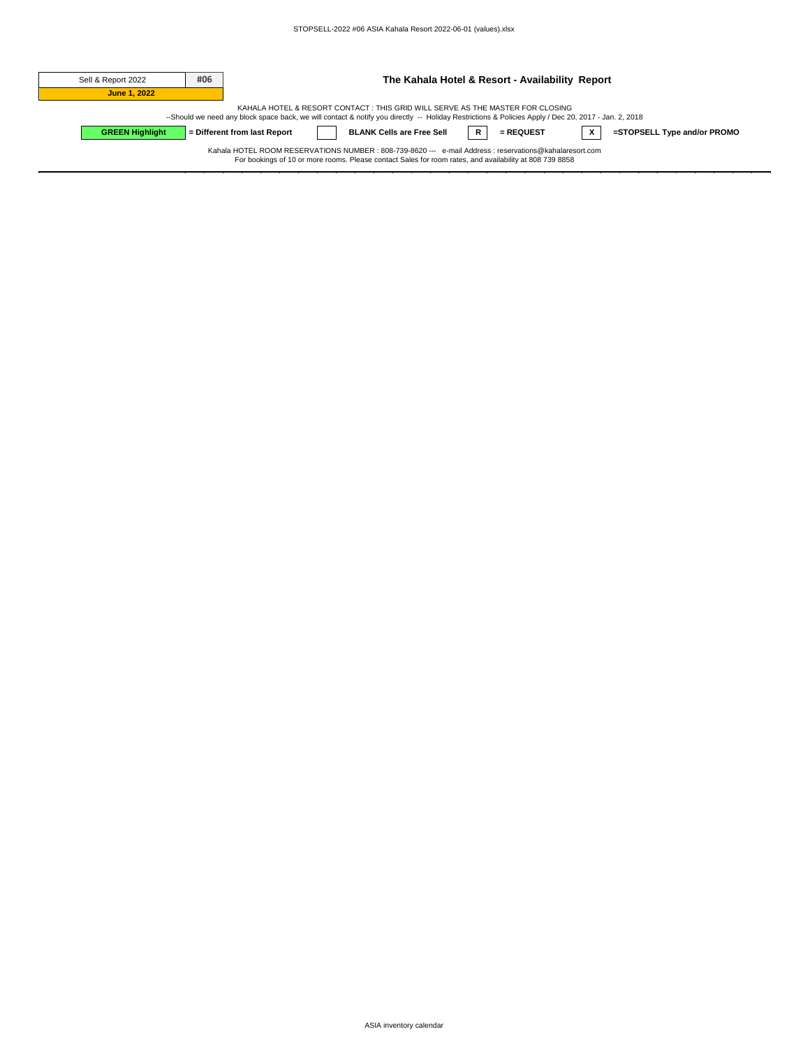| Sell & Report 2022 | #06 |
| --- | --- |
| June 1, 2022 | |

## The Kahala Hotel & Resort - Availability Report

KAHALA HOTEL & RESORT CONTACT : THIS GRID WILL SERVE AS THE MASTER FOR CLOSING

--Should we need any block space back, we will contact & notify you directly -- Holiday Restrictions & Policies Apply / Dec 20, 2017 - Jan. 2, 2018

| | | | | | | | |
| --- | --- | --- | --- | --- | --- | --- | --- |
| **GREEN Highlight** | **= Different from last Report** | | **BLANK Cells are Free Sell** | **R** | **= REQUEST** | **X** | **=STOPSELL Type and/or PROMO** |

Kahala HOTEL ROOM RESERVATIONS NUMBER : 808-739-8620 --- e-mail Address : reservations@kahalaresort.com

For bookings of 10 or more rooms. Please contact Sales for room rates, and availability at 808 739 8858